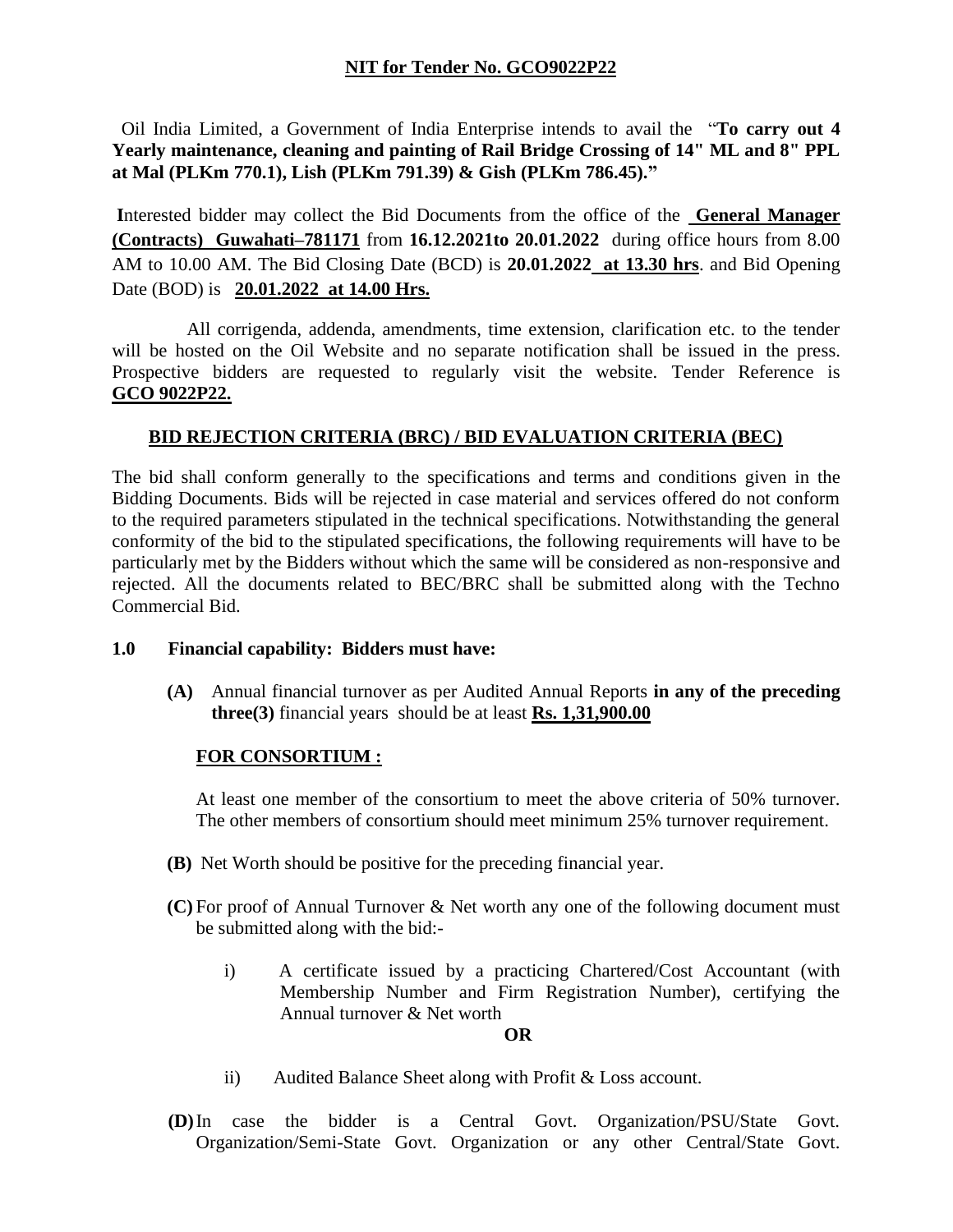## NIT for Tender No. GCO9022P22

Oil India Limited, a Government of India Enterprise intends to avail the "**To carry out 4 Yearly maintenance, cleaning and painting of Rail Bridge Crossing of 14" ML and 8" PPL at Mal (PLKm 770.1), Lish (PLKm 791.39) & Gish (PLKm 786.45).**"

**I**nterested bidder may collect the Bid Documents from the office of the **General Manager (Contracts) Guwahati–781171** from **16.12.2021to 20.01.2022** during office hours from 8.00 AM to 10.00 AM. The Bid Closing Date (BCD) is **20.01.2022 at 13.30 hrs**. and Bid Opening Date (BOD) is **20.01.2022 at 14.00 Hrs.**

All corrigenda, addenda, amendments, time extension, clarification etc. to the tender will be hosted on the Oil Website and no separate notification shall be issued in the press. Prospective bidders are requested to regularly visit the website. Tender Reference is **GCO 9022P22.**

### BID REJECTION CRITERIA (BRC) / BID EVALUATION CRITERIA (BEC)

The bid shall conform generally to the specifications and terms and conditions given in the Bidding Documents. Bids will be rejected in case material and services offered do not conform to the required parameters stipulated in the technical specifications. Notwithstanding the general conformity of the bid to the stipulated specifications, the following requirements will have to be particularly met by the Bidders without which the same will be considered as non-responsive and rejected. All the documents related to BEC/BRC shall be submitted along with the Techno Commercial Bid.

**1.0 Financial capability: Bidders must have:**

**(A)** Annual financial turnover as per Audited Annual Reports **in any of the preceding three(3)** financial years should be at least **Rs. 1,31,900.00**

**FOR CONSORTIUM :**

At least one member of the consortium to meet the above criteria of 50% turnover. The other members of consortium should meet minimum 25% turnover requirement.

**(B)** Net Worth should be positive for the preceding financial year.

**(C)** For proof of Annual Turnover & Net worth any one of the following document must be submitted along with the bid:-

i) A certificate issued by a practicing Chartered/Cost Accountant (with Membership Number and Firm Registration Number), certifying the Annual turnover & Net worth

**OR**

ii) Audited Balance Sheet along with Profit & Loss account.

**(D)** In case the bidder is a Central Govt. Organization/PSU/State Govt. Organization/Semi-State Govt. Organization or any other Central/State Govt.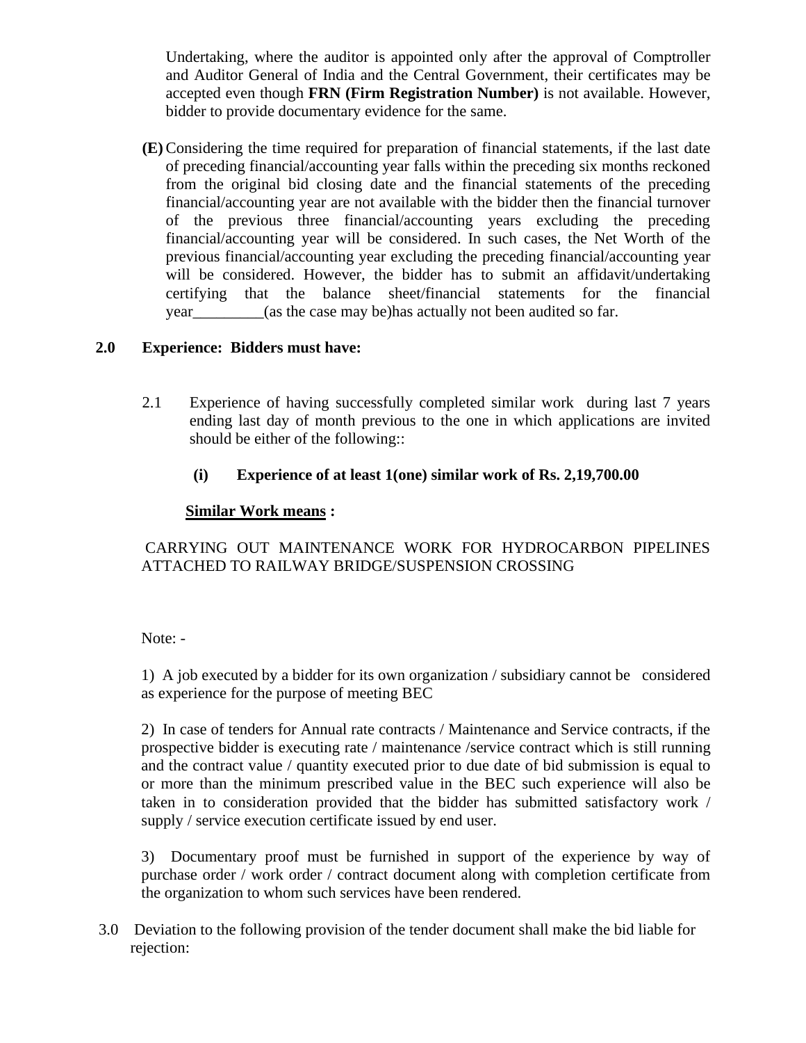Undertaking, where the auditor is appointed only after the approval of Comptroller and Auditor General of India and the Central Government, their certificates may be accepted even though **FRN (Firm Registration Number)** is not available. However, bidder to provide documentary evidence for the same.

**(E)** Considering the time required for preparation of financial statements, if the last date of preceding financial/accounting year falls within the preceding six months reckoned from the original bid closing date and the financial statements of the preceding financial/accounting year are not available with the bidder then the financial turnover of the previous three financial/accounting years excluding the preceding financial/accounting year will be considered. In such cases, the Net Worth of the previous financial/accounting year excluding the preceding financial/accounting year will be considered. However, the bidder has to submit an affidavit/undertaking certifying that the balance sheet/financial statements for the financial year_________(as the case may be)has actually not been audited so far.

**2.0 Experience: Bidders must have:**

2.1 Experience of having successfully completed similar work during last 7 years ending last day of month previous to the one in which applications are invited should be either of the following::

**(i) Experience of at least 1(one) similar work of Rs. 2,19,700.00**

**<u>Similar Work means</u> :**

CARRYING OUT MAINTENANCE WORK FOR HYDROCARBON PIPELINES ATTACHED TO RAILWAY BRIDGE/SUSPENSION CROSSING

Note: -

1) A job executed by a bidder for its own organization / subsidiary cannot be considered as experience for the purpose of meeting BEC

2) In case of tenders for Annual rate contracts / Maintenance and Service contracts, if the prospective bidder is executing rate / maintenance /service contract which is still running and the contract value / quantity executed prior to due date of bid submission is equal to or more than the minimum prescribed value in the BEC such experience will also be taken in to consideration provided that the bidder has submitted satisfactory work / supply / service execution certificate issued by end user.

3) Documentary proof must be furnished in support of the experience by way of purchase order / work order / contract document along with completion certificate from the organization to whom such services have been rendered.

3.0 Deviation to the following provision of the tender document shall make the bid liable for rejection: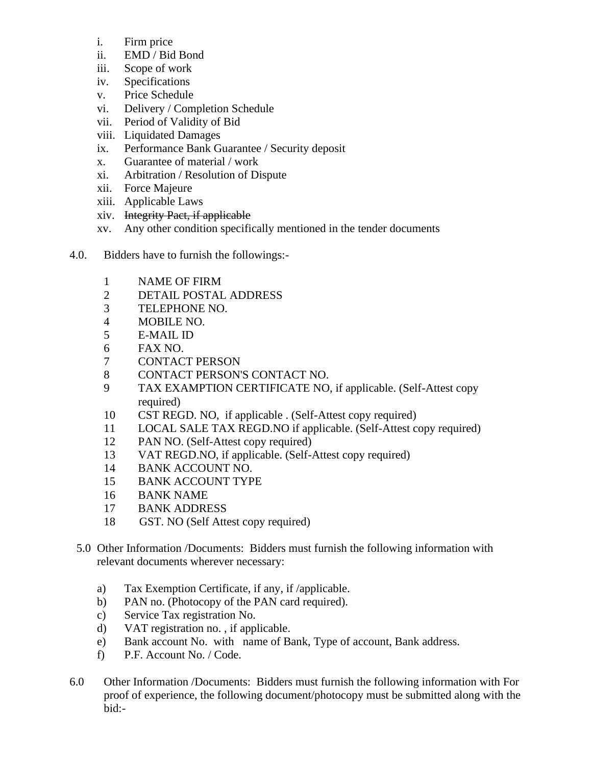i. Firm price
ii. EMD / Bid Bond
iii. Scope of work
iv. Specifications
v. Price Schedule
vi. Delivery / Completion Schedule
vii. Period of Validity of Bid
viii. Liquidated Damages
ix. Performance Bank Guarantee / Security deposit
x. Guarantee of material / work
xi. Arbitration / Resolution of Dispute
xii. Force Majeure
xiii. Applicable Laws
xiv. ~~Integrity Pact, if applicable~~
xv. Any other condition specifically mentioned in the tender documents

4.0. Bidders have to furnish the followings:-

1. NAME OF FIRM
2. DETAIL POSTAL ADDRESS
3. TELEPHONE NO.
4. MOBILE NO.
5. E-MAIL ID
6. FAX NO.
7. CONTACT PERSON
8. CONTACT PERSON'S CONTACT NO.
9. TAX EXAMPTION CERTIFICATE NO, if applicable. (Self-Attest copy required)
10. CST REGD. NO, if applicable . (Self-Attest copy required)
11. LOCAL SALE TAX REGD.NO if applicable. (Self-Attest copy required)
12. PAN NO. (Self-Attest copy required)
13. VAT REGD.NO, if applicable. (Self-Attest copy required)
14. BANK ACCOUNT NO.
15. BANK ACCOUNT TYPE
16. BANK NAME
17. BANK ADDRESS
18. GST. NO (Self Attest copy required)

5.0 Other Information /Documents: Bidders must furnish the following information with relevant documents wherever necessary:

a) Tax Exemption Certificate, if any, if /applicable.
b) PAN no. (Photocopy of the PAN card required).
c) Service Tax registration No.
d) VAT registration no. , if applicable.
e) Bank account No. with name of Bank, Type of account, Bank address.
f) P.F. Account No. / Code.

6.0 Other Information /Documents: Bidders must furnish the following information with For proof of experience, the following document/photocopy must be submitted along with the bid:-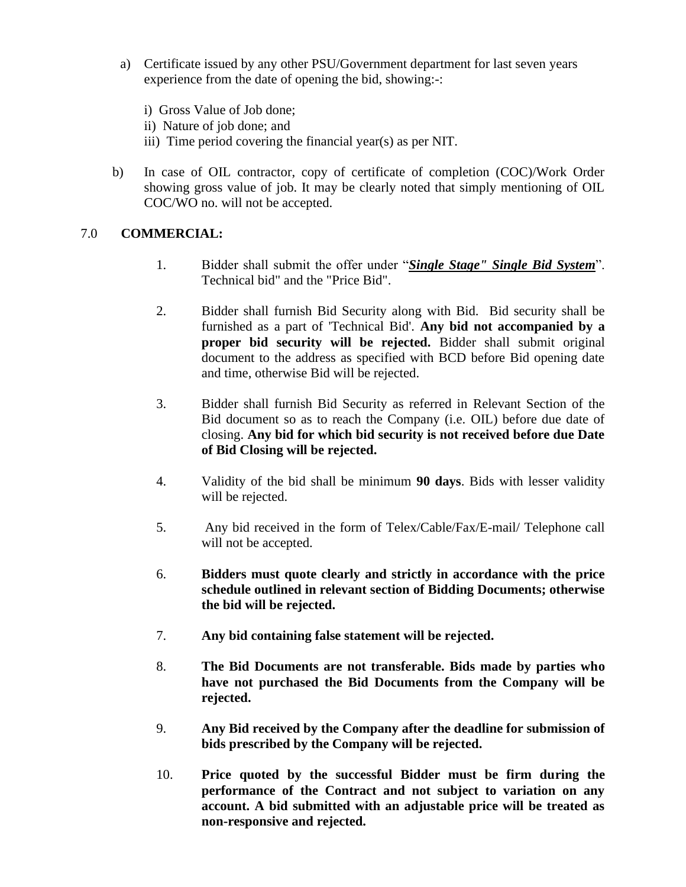a) Certificate issued by any other PSU/Government department for last seven years experience from the date of opening the bid, showing:-:

   i) Gross Value of Job done;
   ii) Nature of job done; and
   iii) Time period covering the financial year(s) as per NIT.

b) In case of OIL contractor, copy of certificate of completion (COC)/Work Order showing gross value of job. It may be clearly noted that simply mentioning of OIL COC/WO no. will not be accepted.

## 7.0 COMMERCIAL:

1. Bidder shall submit the offer under "***Single Stage" Single Bid System***". Technical bid" and the "Price Bid".

2. Bidder shall furnish Bid Security along with Bid. Bid security shall be furnished as a part of 'Technical Bid'. **Any bid not accompanied by a proper bid security will be rejected.** Bidder shall submit original document to the address as specified with BCD before Bid opening date and time, otherwise Bid will be rejected.

3. Bidder shall furnish Bid Security as referred in Relevant Section of the Bid document so as to reach the Company (i.e. OIL) before due date of closing. **Any bid for which bid security is not received before due Date of Bid Closing will be rejected.**

4. Validity of the bid shall be minimum **90 days**. Bids with lesser validity will be rejected.

5. Any bid received in the form of Telex/Cable/Fax/E-mail/ Telephone call will not be accepted.

6. **Bidders must quote clearly and strictly in accordance with the price schedule outlined in relevant section of Bidding Documents; otherwise the bid will be rejected.**

7. **Any bid containing false statement will be rejected.**

8. **The Bid Documents are not transferable. Bids made by parties who have not purchased the Bid Documents from the Company will be rejected.**

9. **Any Bid received by the Company after the deadline for submission of bids prescribed by the Company will be rejected.**

10. **Price quoted by the successful Bidder must be firm during the performance of the Contract and not subject to variation on any account. A bid submitted with an adjustable price will be treated as non-responsive and rejected.**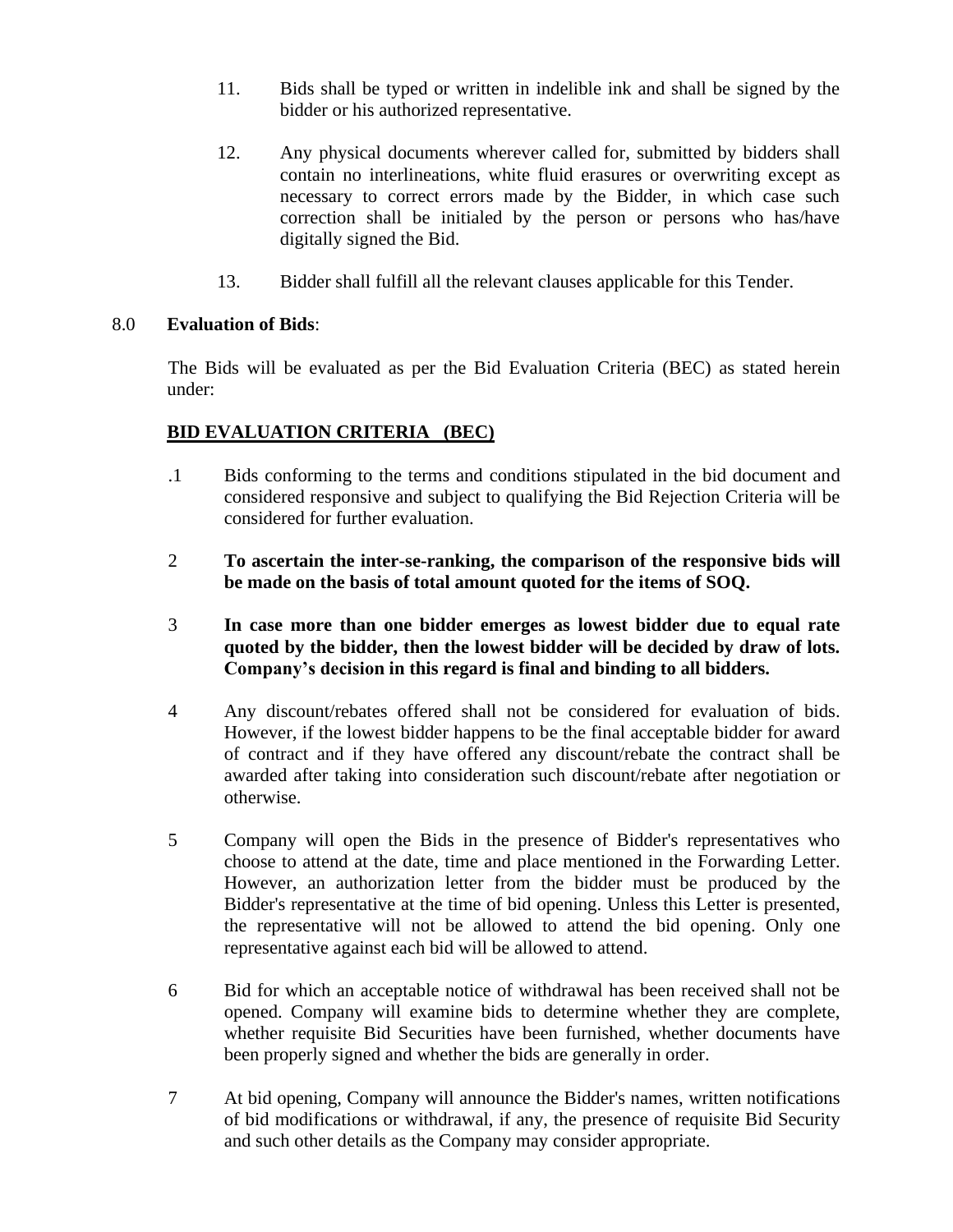11. Bids shall be typed or written in indelible ink and shall be signed by the bidder or his authorized representative.

12. Any physical documents wherever called for, submitted by bidders shall contain no interlineations, white fluid erasures or overwriting except as necessary to correct errors made by the Bidder, in which case such correction shall be initialed by the person or persons who has/have digitally signed the Bid.

13. Bidder shall fulfill all the relevant clauses applicable for this Tender.

## 8.0 **Evaluation of Bids**:

The Bids will be evaluated as per the Bid Evaluation Criteria (BEC) as stated herein under:

### **BID EVALUATION CRITERIA (BEC)**

.1 Bids conforming to the terms and conditions stipulated in the bid document and considered responsive and subject to qualifying the Bid Rejection Criteria will be considered for further evaluation.

2 **To ascertain the inter-se-ranking, the comparison of the responsive bids will be made on the basis of total amount quoted for the items of SOQ.**

3 **In case more than one bidder emerges as lowest bidder due to equal rate quoted by the bidder, then the lowest bidder will be decided by draw of lots. Company's decision in this regard is final and binding to all bidders.**

4 Any discount/rebates offered shall not be considered for evaluation of bids. However, if the lowest bidder happens to be the final acceptable bidder for award of contract and if they have offered any discount/rebate the contract shall be awarded after taking into consideration such discount/rebate after negotiation or otherwise.

5 Company will open the Bids in the presence of Bidder's representatives who choose to attend at the date, time and place mentioned in the Forwarding Letter. However, an authorization letter from the bidder must be produced by the Bidder's representative at the time of bid opening. Unless this Letter is presented, the representative will not be allowed to attend the bid opening. Only one representative against each bid will be allowed to attend.

6 Bid for which an acceptable notice of withdrawal has been received shall not be opened. Company will examine bids to determine whether they are complete, whether requisite Bid Securities have been furnished, whether documents have been properly signed and whether the bids are generally in order.

7 At bid opening, Company will announce the Bidder's names, written notifications of bid modifications or withdrawal, if any, the presence of requisite Bid Security and such other details as the Company may consider appropriate.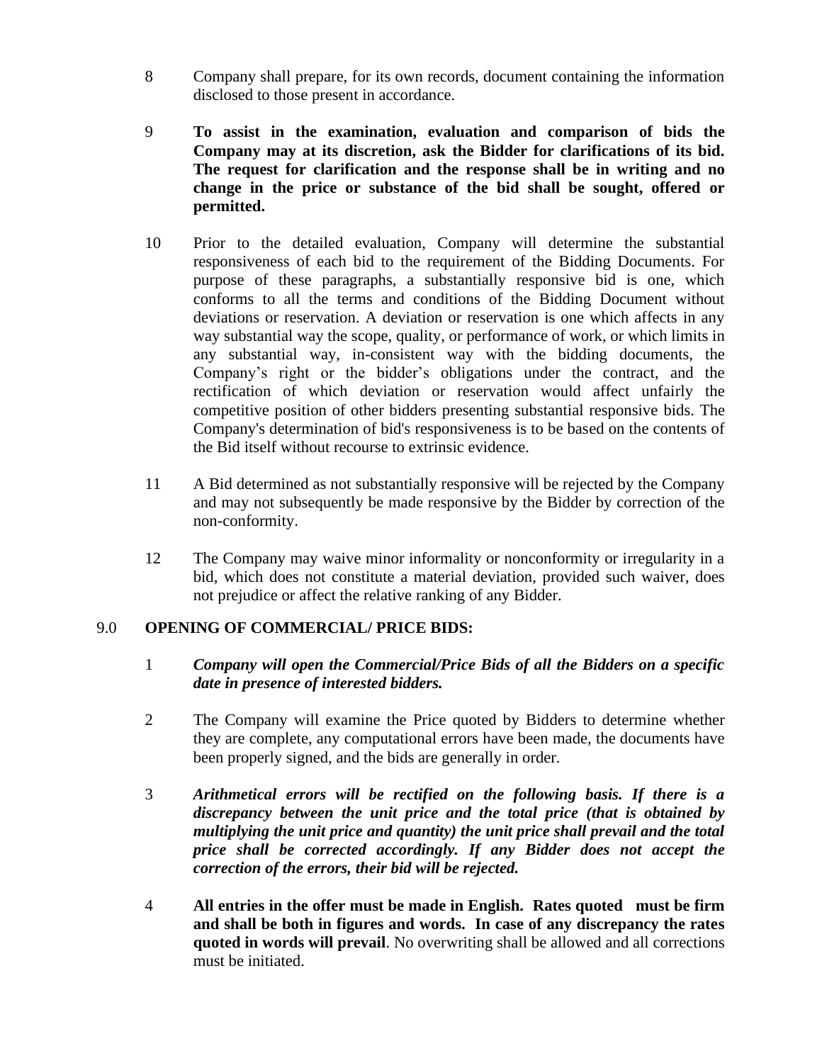8 Company shall prepare, for its own records, document containing the information disclosed to those present in accordance.

9 **To assist in the examination, evaluation and comparison of bids the Company may at its discretion, ask the Bidder for clarifications of its bid. The request for clarification and the response shall be in writing and no change in the price or substance of the bid shall be sought, offered or permitted.**

10 Prior to the detailed evaluation, Company will determine the substantial responsiveness of each bid to the requirement of the Bidding Documents. For purpose of these paragraphs, a substantially responsive bid is one, which conforms to all the terms and conditions of the Bidding Document without deviations or reservation. A deviation or reservation is one which affects in any way substantial way the scope, quality, or performance of work, or which limits in any substantial way, in-consistent way with the bidding documents, the Company's right or the bidder's obligations under the contract, and the rectification of which deviation or reservation would affect unfairly the competitive position of other bidders presenting substantial responsive bids. The Company's determination of bid's responsiveness is to be based on the contents of the Bid itself without recourse to extrinsic evidence.

11 A Bid determined as not substantially responsive will be rejected by the Company and may not subsequently be made responsive by the Bidder by correction of the non-conformity.

12 The Company may waive minor informality or nonconformity or irregularity in a bid, which does not constitute a material deviation, provided such waiver, does not prejudice or affect the relative ranking of any Bidder.

## 9.0 OPENING OF COMMERCIAL/ PRICE BIDS:

1 ***Company will open the Commercial/Price Bids of all the Bidders on a specific date in presence of interested bidders.***

2 The Company will examine the Price quoted by Bidders to determine whether they are complete, any computational errors have been made, the documents have been properly signed, and the bids are generally in order.

3 ***Arithmetical errors will be rectified on the following basis. If there is a discrepancy between the unit price and the total price (that is obtained by multiplying the unit price and quantity) the unit price shall prevail and the total price shall be corrected accordingly. If any Bidder does not accept the correction of the errors, their bid will be rejected.***

4 **All entries in the offer must be made in English. Rates quoted must be firm and shall be both in figures and words. In case of any discrepancy the rates quoted in words will prevail**. No overwriting shall be allowed and all corrections must be initiated.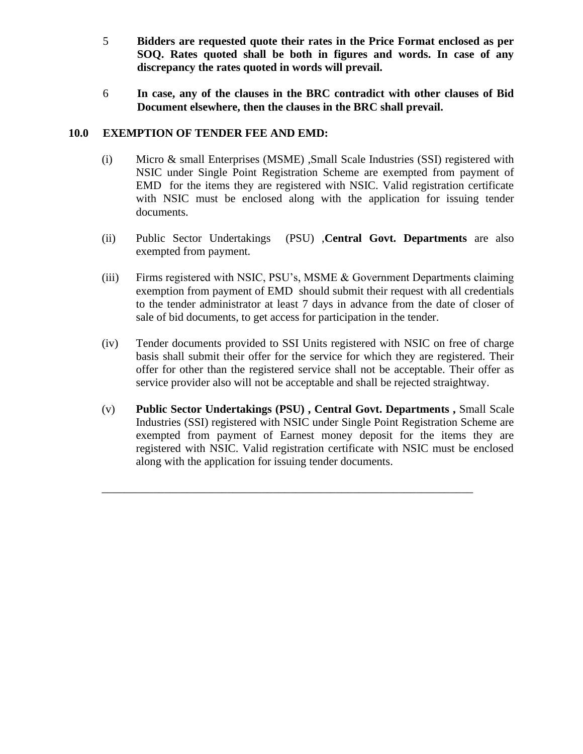5 **Bidders are requested quote their rates in the Price Format enclosed as per SOQ. Rates quoted shall be both in figures and words. In case of any discrepancy the rates quoted in words will prevail.**

6 **In case, any of the clauses in the BRC contradict with other clauses of Bid Document elsewhere, then the clauses in the BRC shall prevail.**

**10.0 EXEMPTION OF TENDER FEE AND EMD:**

(i) Micro & small Enterprises (MSME) ,Small Scale Industries (SSI) registered with NSIC under Single Point Registration Scheme are exempted from payment of EMD for the items they are registered with NSIC. Valid registration certificate with NSIC must be enclosed along with the application for issuing tender documents.

(ii) Public Sector Undertakings (PSU) ,**Central Govt. Departments** are also exempted from payment.

(iii) Firms registered with NSIC, PSU's, MSME & Government Departments claiming exemption from payment of EMD should submit their request with all credentials to the tender administrator at least 7 days in advance from the date of closer of sale of bid documents, to get access for participation in the tender.

(iv) Tender documents provided to SSI Units registered with NSIC on free of charge basis shall submit their offer for the service for which they are registered. Their offer for other than the registered service shall not be acceptable. Their offer as service provider also will not be acceptable and shall be rejected straightway.

(v) **Public Sector Undertakings (PSU) , Central Govt. Departments ,** Small Scale Industries (SSI) registered with NSIC under Single Point Registration Scheme are exempted from payment of Earnest money deposit for the items they are registered with NSIC. Valid registration certificate with NSIC must be enclosed along with the application for issuing tender documents.

---